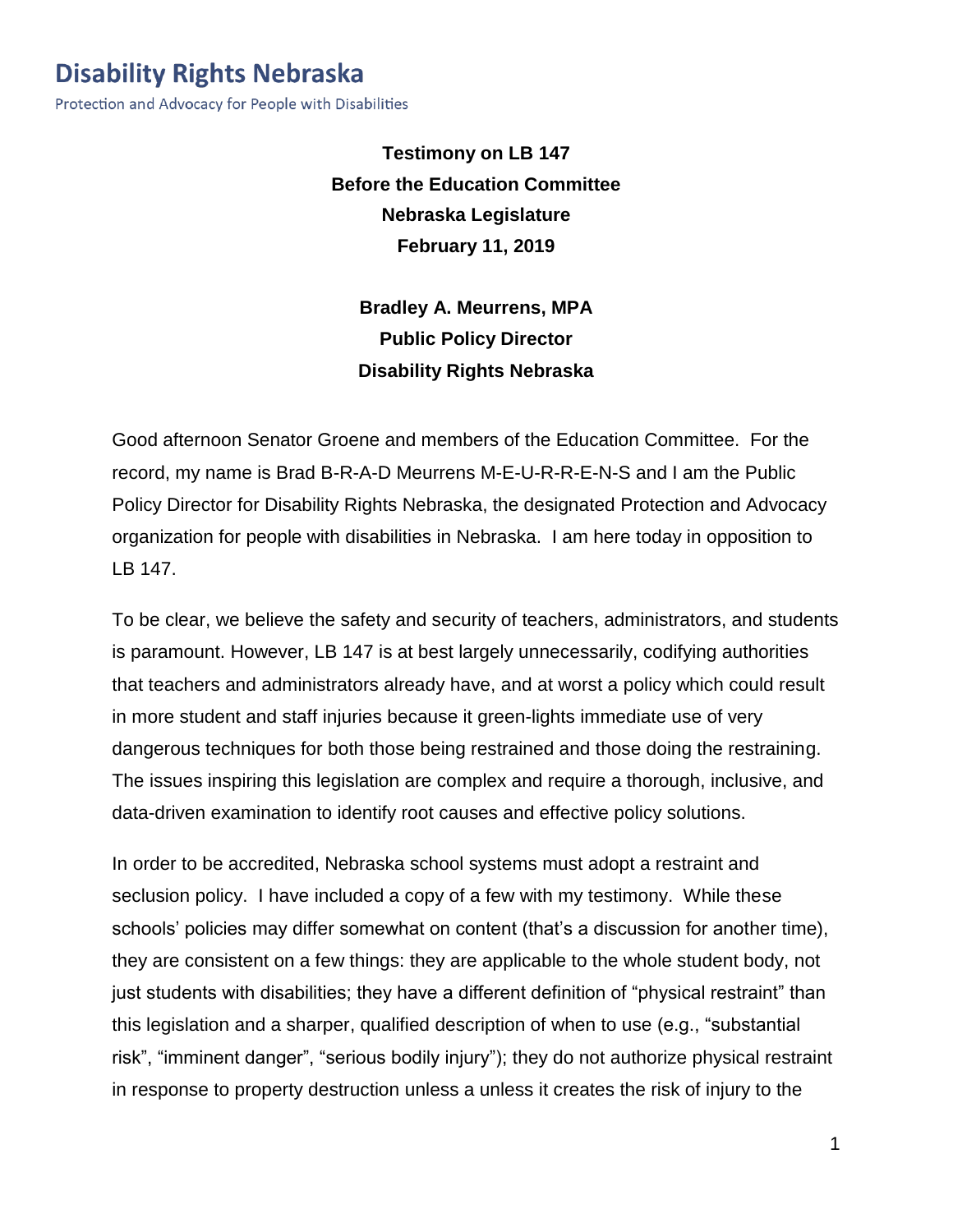# Disability Rights Nebraska

Protection and Advocacy for People with Disabilities

**Testimony on LB 147**
**Before the Education Committee**
**Nebraska Legislature**
**February 11, 2019**

**Bradley A. Meurrens, MPA**
**Public Policy Director**
**Disability Rights Nebraska**

Good afternoon Senator Groene and members of the Education Committee. For the record, my name is Brad B-R-A-D Meurrens M-E-U-R-R-E-N-S and I am the Public Policy Director for Disability Rights Nebraska, the designated Protection and Advocacy organization for people with disabilities in Nebraska. I am here today in opposition to LB 147.

To be clear, we believe the safety and security of teachers, administrators, and students is paramount. However, LB 147 is at best largely unnecessarily, codifying authorities that teachers and administrators already have, and at worst a policy which could result in more student and staff injuries because it green-lights immediate use of very dangerous techniques for both those being restrained and those doing the restraining. The issues inspiring this legislation are complex and require a thorough, inclusive, and data-driven examination to identify root causes and effective policy solutions.

In order to be accredited, Nebraska school systems must adopt a restraint and seclusion policy. I have included a copy of a few with my testimony. While these schools' policies may differ somewhat on content (that's a discussion for another time), they are consistent on a few things: they are applicable to the whole student body, not just students with disabilities; they have a different definition of "physical restraint" than this legislation and a sharper, qualified description of when to use (e.g., "substantial risk", "imminent danger", "serious bodily injury"); they do not authorize physical restraint in response to property destruction unless a unless it creates the risk of injury to the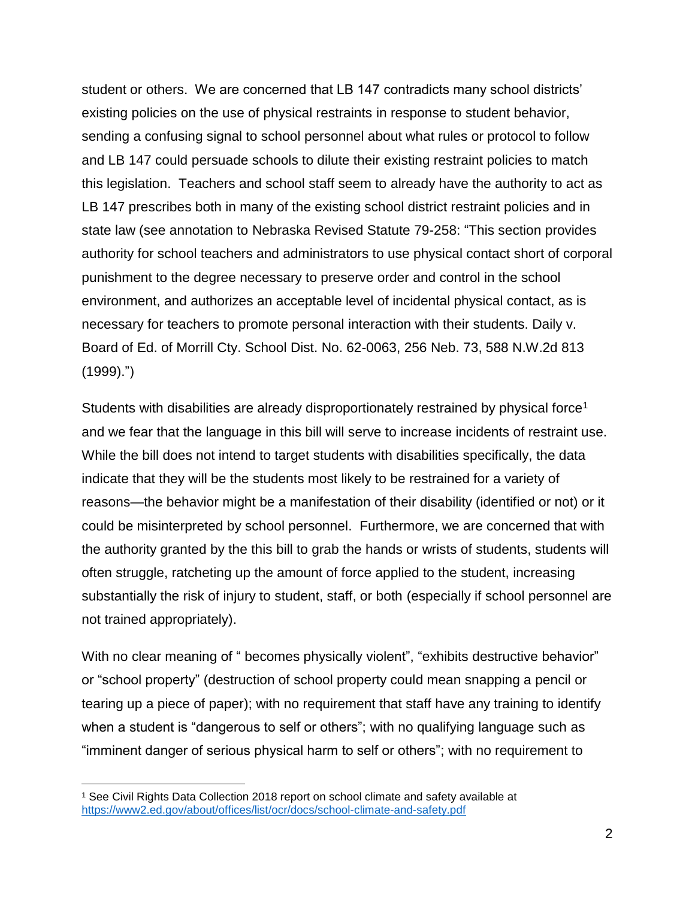student or others. We are concerned that LB 147 contradicts many school districts' existing policies on the use of physical restraints in response to student behavior, sending a confusing signal to school personnel about what rules or protocol to follow and LB 147 could persuade schools to dilute their existing restraint policies to match this legislation. Teachers and school staff seem to already have the authority to act as LB 147 prescribes both in many of the existing school district restraint policies and in state law (see annotation to Nebraska Revised Statute 79-258: "This section provides authority for school teachers and administrators to use physical contact short of corporal punishment to the degree necessary to preserve order and control in the school environment, and authorizes an acceptable level of incidental physical contact, as is necessary for teachers to promote personal interaction with their students. Daily v. Board of Ed. of Morrill Cty. School Dist. No. 62-0063, 256 Neb. 73, 588 N.W.2d 813 (1999).")

Students with disabilities are already disproportionately restrained by physical force[1] and we fear that the language in this bill will serve to increase incidents of restraint use. While the bill does not intend to target students with disabilities specifically, the data indicate that they will be the students most likely to be restrained for a variety of reasons—the behavior might be a manifestation of their disability (identified or not) or it could be misinterpreted by school personnel. Furthermore, we are concerned that with the authority granted by the this bill to grab the hands or wrists of students, students will often struggle, ratcheting up the amount of force applied to the student, increasing substantially the risk of injury to student, staff, or both (especially if school personnel are not trained appropriately).

With no clear meaning of " becomes physically violent", "exhibits destructive behavior" or "school property" (destruction of school property could mean snapping a pencil or tearing up a piece of paper); with no requirement that staff have any training to identify when a student is "dangerous to self or others"; with no qualifying language such as "imminent danger of serious physical harm to self or others"; with no requirement to

---

[1] See Civil Rights Data Collection 2018 report on school climate and safety available at https://www2.ed.gov/about/offices/list/ocr/docs/school-climate-and-safety.pdf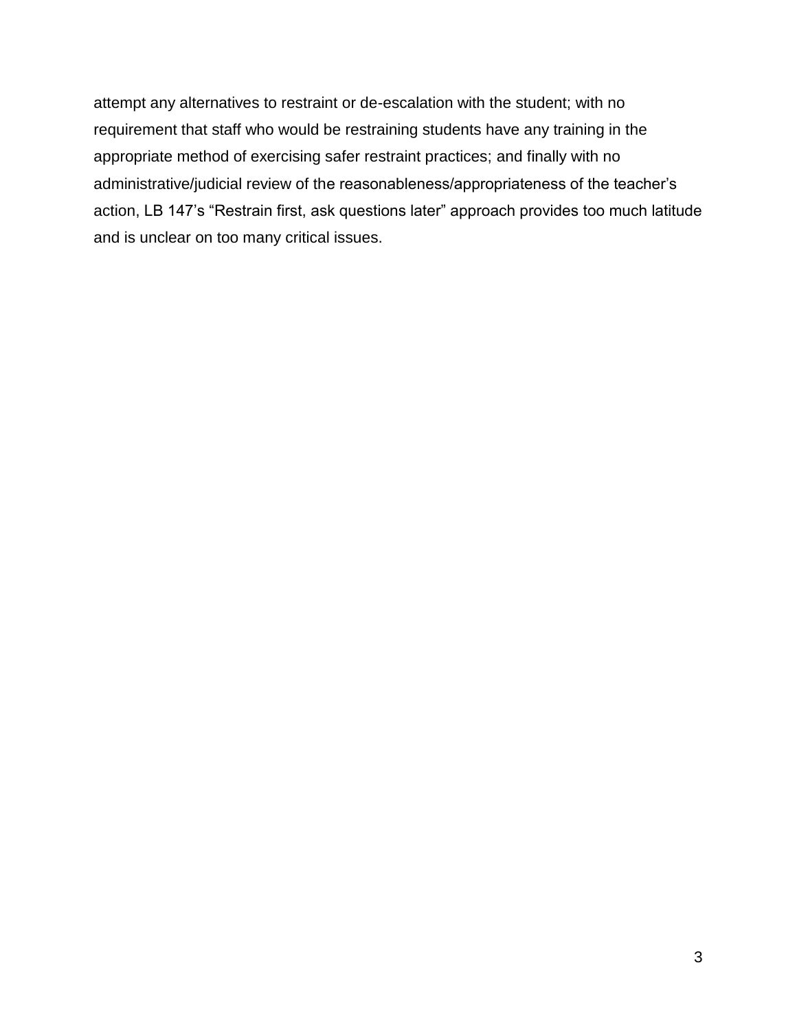attempt any alternatives to restraint or de-escalation with the student; with no requirement that staff who would be restraining students have any training in the appropriate method of exercising safer restraint practices; and finally with no administrative/judicial review of the reasonableness/appropriateness of the teacher's action, LB 147's "Restrain first, ask questions later" approach provides too much latitude and is unclear on too many critical issues.